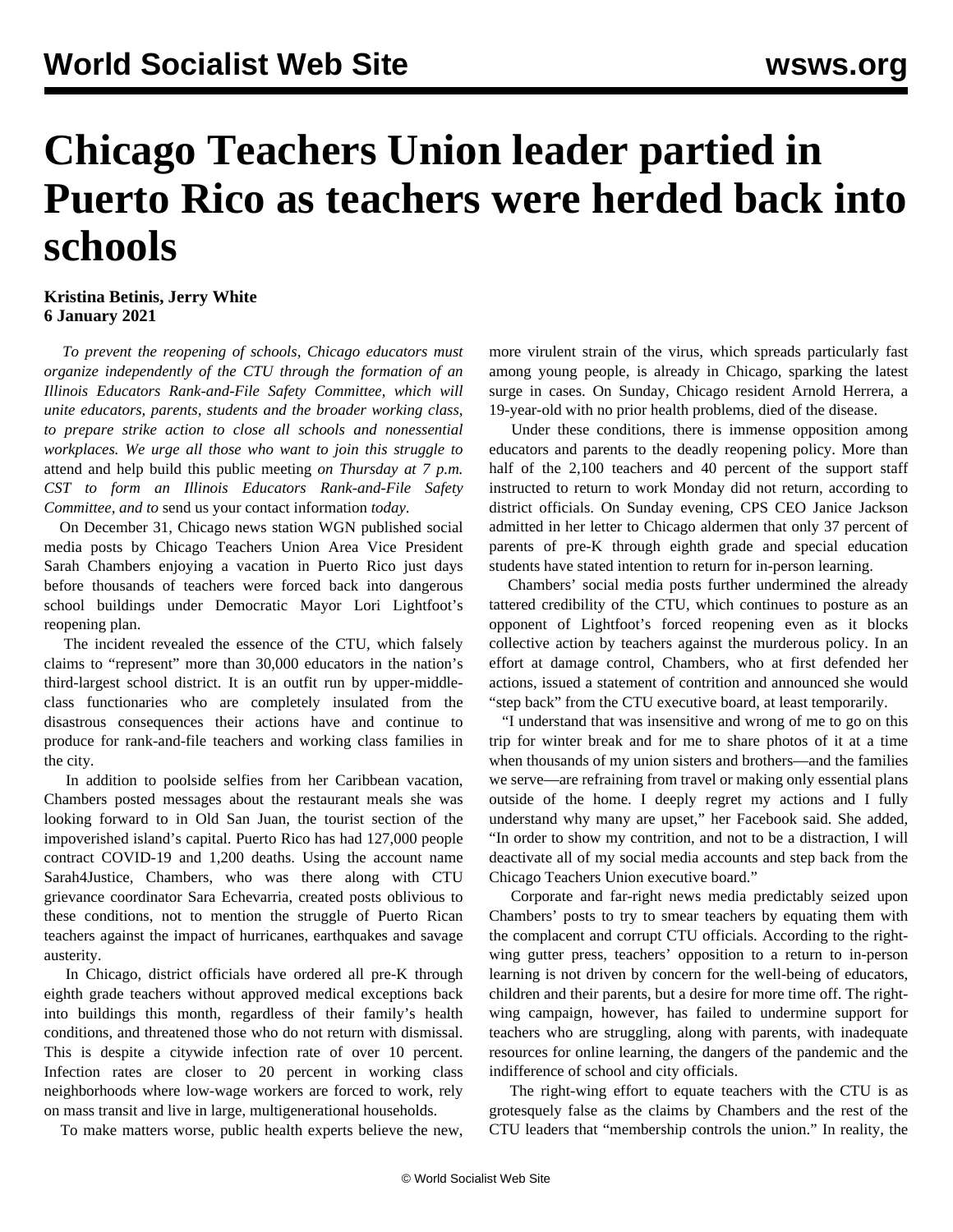# Chicago Teachers Union leader partied in Puerto Rico as teachers were herded back into schools

**Kristina Betinis, Jerry White**
**6 January 2021**

*To prevent the reopening of schools, Chicago educators must organize independently of the CTU through the formation of an Illinois Educators Rank-and-File Safety Committee, which will unite educators, parents, students and the broader working class, to prepare strike action to close all schools and nonessential workplaces. We urge all those who want to join this struggle to* attend and help build this public meeting *on Thursday at 7 p.m. CST to form an Illinois Educators Rank-and-File Safety Committee, and to* send us your contact information *today.*

On December 31, Chicago news station WGN published social media posts by Chicago Teachers Union Area Vice President Sarah Chambers enjoying a vacation in Puerto Rico just days before thousands of teachers were forced back into dangerous school buildings under Democratic Mayor Lori Lightfoot's reopening plan.

The incident revealed the essence of the CTU, which falsely claims to "represent" more than 30,000 educators in the nation's third-largest school district. It is an outfit run by upper-middle-class functionaries who are completely insulated from the disastrous consequences their actions have and continue to produce for rank-and-file teachers and working class families in the city.

In addition to poolside selfies from her Caribbean vacation, Chambers posted messages about the restaurant meals she was looking forward to in Old San Juan, the tourist section of the impoverished island's capital. Puerto Rico has had 127,000 people contract COVID-19 and 1,200 deaths. Using the account name Sarah4Justice, Chambers, who was there along with CTU grievance coordinator Sara Echevarria, created posts oblivious to these conditions, not to mention the struggle of Puerto Rican teachers against the impact of hurricanes, earthquakes and savage austerity.

In Chicago, district officials have ordered all pre-K through eighth grade teachers without approved medical exceptions back into buildings this month, regardless of their family's health conditions, and threatened those who do not return with dismissal. This is despite a citywide infection rate of over 10 percent. Infection rates are closer to 20 percent in working class neighborhoods where low-wage workers are forced to work, rely on mass transit and live in large, multigenerational households.

To make matters worse, public health experts believe the new, more virulent strain of the virus, which spreads particularly fast among young people, is already in Chicago, sparking the latest surge in cases. On Sunday, Chicago resident Arnold Herrera, a 19-year-old with no prior health problems, died of the disease.

Under these conditions, there is immense opposition among educators and parents to the deadly reopening policy. More than half of the 2,100 teachers and 40 percent of the support staff instructed to return to work Monday did not return, according to district officials. On Sunday evening, CPS CEO Janice Jackson admitted in her letter to Chicago aldermen that only 37 percent of parents of pre-K through eighth grade and special education students have stated intention to return for in-person learning.

Chambers' social media posts further undermined the already tattered credibility of the CTU, which continues to posture as an opponent of Lightfoot's forced reopening even as it blocks collective action by teachers against the murderous policy. In an effort at damage control, Chambers, who at first defended her actions, issued a statement of contrition and announced she would "step back" from the CTU executive board, at least temporarily.

"I understand that was insensitive and wrong of me to go on this trip for winter break and for me to share photos of it at a time when thousands of my union sisters and brothers—and the families we serve—are refraining from travel or making only essential plans outside of the home. I deeply regret my actions and I fully understand why many are upset," her Facebook said. She added, "In order to show my contrition, and not to be a distraction, I will deactivate all of my social media accounts and step back from the Chicago Teachers Union executive board."

Corporate and far-right news media predictably seized upon Chambers' posts to try to smear teachers by equating them with the complacent and corrupt CTU officials. According to the right-wing gutter press, teachers' opposition to a return to in-person learning is not driven by concern for the well-being of educators, children and their parents, but a desire for more time off. The right-wing campaign, however, has failed to undermine support for teachers who are struggling, along with parents, with inadequate resources for online learning, the dangers of the pandemic and the indifference of school and city officials.

The right-wing effort to equate teachers with the CTU is as grotesquely false as the claims by Chambers and the rest of the CTU leaders that "membership controls the union." In reality, the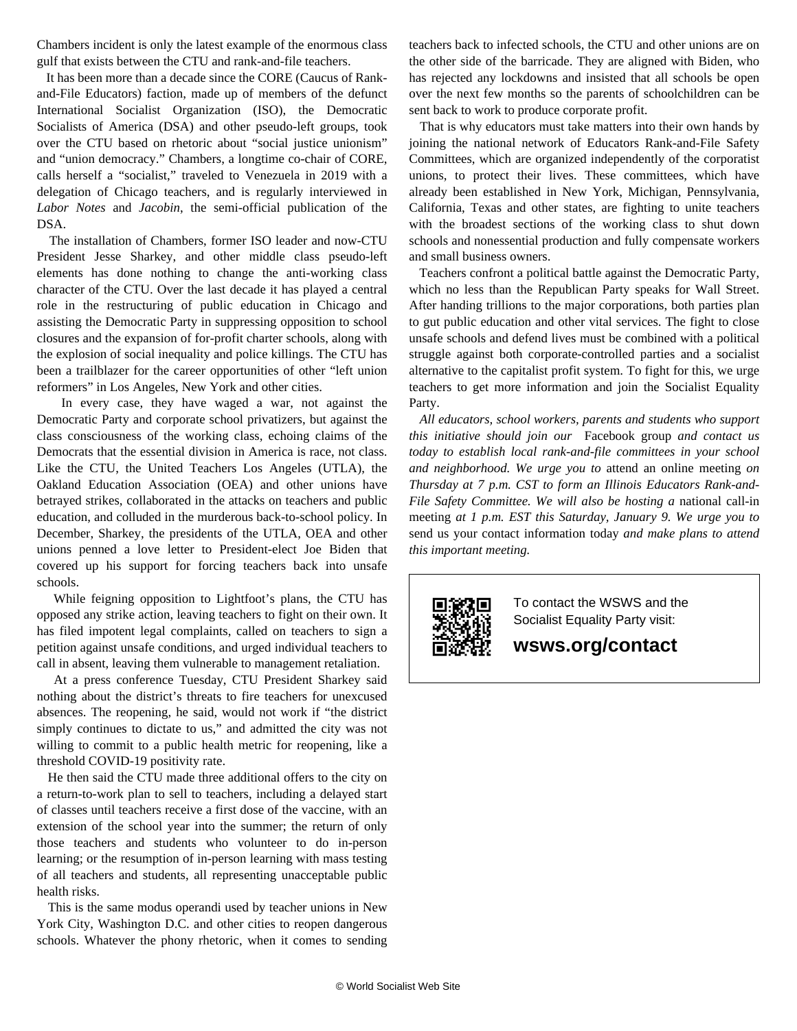Chambers incident is only the latest example of the enormous class gulf that exists between the CTU and rank-and-file teachers.

It has been more than a decade since the CORE (Caucus of Rank-and-File Educators) faction, made up of members of the defunct International Socialist Organization (ISO), the Democratic Socialists of America (DSA) and other pseudo-left groups, took over the CTU based on rhetoric about "social justice unionism" and "union democracy." Chambers, a longtime co-chair of CORE, calls herself a "socialist," traveled to Venezuela in 2019 with a delegation of Chicago teachers, and is regularly interviewed in *Labor Notes* and *Jacobin*, the semi-official publication of the DSA.

The installation of Chambers, former ISO leader and now-CTU President Jesse Sharkey, and other middle class pseudo-left elements has done nothing to change the anti-working class character of the CTU. Over the last decade it has played a central role in the restructuring of public education in Chicago and assisting the Democratic Party in suppressing opposition to school closures and the expansion of for-profit charter schools, along with the explosion of social inequality and police killings. The CTU has been a trailblazer for the career opportunities of other "left union reformers" in Los Angeles, New York and other cities.

In every case, they have waged a war, not against the Democratic Party and corporate school privatizers, but against the class consciousness of the working class, echoing claims of the Democrats that the essential division in America is race, not class. Like the CTU, the United Teachers Los Angeles (UTLA), the Oakland Education Association (OEA) and other unions have betrayed strikes, collaborated in the attacks on teachers and public education, and colluded in the murderous back-to-school policy. In December, Sharkey, the presidents of the UTLA, OEA and other unions penned a love letter to President-elect Joe Biden that covered up his support for forcing teachers back into unsafe schools.

While feigning opposition to Lightfoot's plans, the CTU has opposed any strike action, leaving teachers to fight on their own. It has filed impotent legal complaints, called on teachers to sign a petition against unsafe conditions, and urged individual teachers to call in absent, leaving them vulnerable to management retaliation.

At a press conference Tuesday, CTU President Sharkey said nothing about the district's threats to fire teachers for unexcused absences. The reopening, he said, would not work if "the district simply continues to dictate to us," and admitted the city was not willing to commit to a public health metric for reopening, like a threshold COVID-19 positivity rate.

He then said the CTU made three additional offers to the city on a return-to-work plan to sell to teachers, including a delayed start of classes until teachers receive a first dose of the vaccine, with an extension of the school year into the summer; the return of only those teachers and students who volunteer to do in-person learning; or the resumption of in-person learning with mass testing of all teachers and students, all representing unacceptable public health risks.

This is the same modus operandi used by teacher unions in New York City, Washington D.C. and other cities to reopen dangerous schools. Whatever the phony rhetoric, when it comes to sending teachers back to infected schools, the CTU and other unions are on the other side of the barricade. They are aligned with Biden, who has rejected any lockdowns and insisted that all schools be open over the next few months so the parents of schoolchildren can be sent back to work to produce corporate profit.

That is why educators must take matters into their own hands by joining the national network of Educators Rank-and-File Safety Committees, which are organized independently of the corporatist unions, to protect their lives. These committees, which have already been established in New York, Michigan, Pennsylvania, California, Texas and other states, are fighting to unite teachers with the broadest sections of the working class to shut down schools and nonessential production and fully compensate workers and small business owners.

Teachers confront a political battle against the Democratic Party, which no less than the Republican Party speaks for Wall Street. After handing trillions to the major corporations, both parties plan to gut public education and other vital services. The fight to close unsafe schools and defend lives must be combined with a political struggle against both corporate-controlled parties and a socialist alternative to the capitalist profit system. To fight for this, we urge teachers to get more information and join the Socialist Equality Party.

*All educators, school workers, parents and students who support this initiative should join our* Facebook group *and contact us today to establish local rank-and-file committees in your school and neighborhood. We urge you to* attend an online meeting *on Thursday at 7 p.m. CST to form an Illinois Educators Rank-and-File Safety Committee. We will also be hosting a* national call-in meeting *at 1 p.m. EST this Saturday, January 9. We urge you to* send us your contact information today *and make plans to attend this important meeting.*

To contact the WSWS and the Socialist Equality Party visit:

**wsws.org/contact**